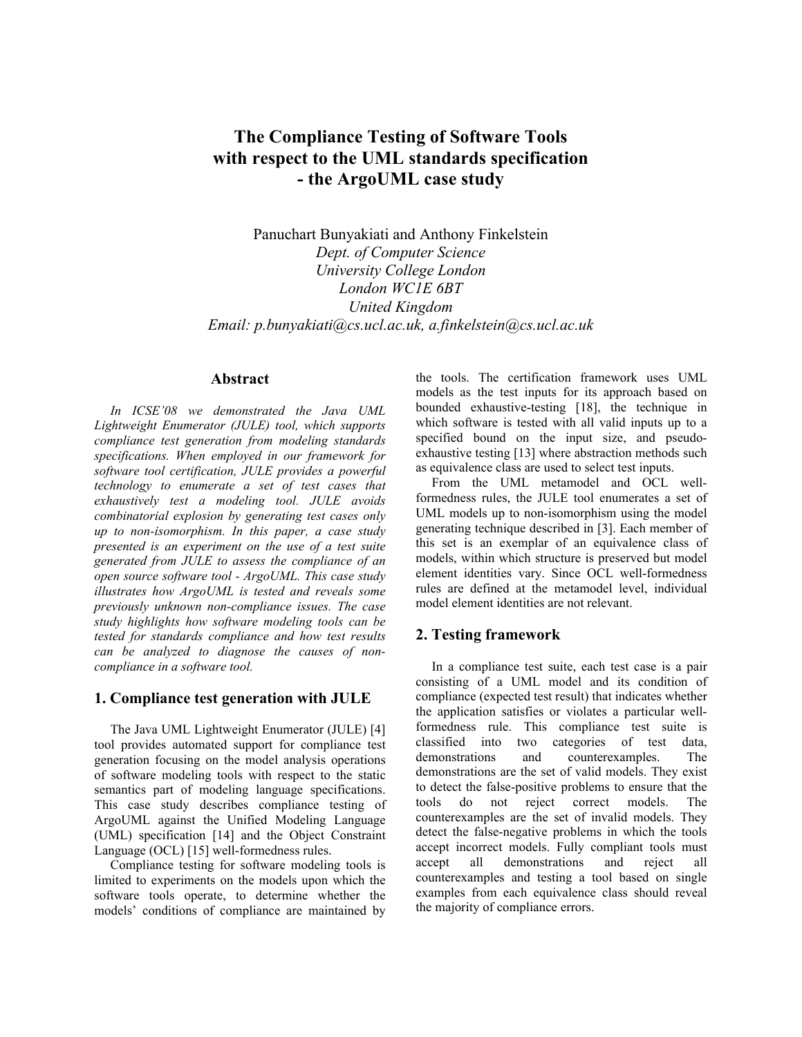# The Compliance Testing of Software Tools with respect to the UML standards specification - the ArgoUML case study

Panuchart Bunyakiati and Anthony Finkelstein

*Dept. of Computer Science*
*University College London*
*London WC1E 6BT*
*United Kingdom*
*Email: p.bunyakiati@cs.ucl.ac.uk, a.finkelstein@cs.ucl.ac.uk*

## Abstract

*In ICSE'08 we demonstrated the Java UML Lightweight Enumerator (JULE) tool, which supports compliance test generation from modeling standards specifications. When employed in our framework for software tool certification, JULE provides a powerful technology to enumerate a set of test cases that exhaustively test a modeling tool. JULE avoids combinatorial explosion by generating test cases only up to non-isomorphism. In this paper, a case study presented is an experiment on the use of a test suite generated from JULE to assess the compliance of an open source software tool - ArgoUML. This case study illustrates how ArgoUML is tested and reveals some previously unknown non-compliance issues. The case study highlights how software modeling tools can be tested for standards compliance and how test results can be analyzed to diagnose the causes of non-compliance in a software tool.*

## 1. Compliance test generation with JULE

The Java UML Lightweight Enumerator (JULE) [4] tool provides automated support for compliance test generation focusing on the model analysis operations of software modeling tools with respect to the static semantics part of modeling language specifications. This case study describes compliance testing of ArgoUML against the Unified Modeling Language (UML) specification [14] and the Object Constraint Language (OCL) [15] well-formedness rules.

Compliance testing for software modeling tools is limited to experiments on the models upon which the software tools operate, to determine whether the models' conditions of compliance are maintained by the tools. The certification framework uses UML models as the test inputs for its approach based on bounded exhaustive-testing [18], the technique in which software is tested with all valid inputs up to a specified bound on the input size, and pseudo-exhaustive testing [13] where abstraction methods such as equivalence class are used to select test inputs.

From the UML metamodel and OCL well-formedness rules, the JULE tool enumerates a set of UML models up to non-isomorphism using the model generating technique described in [3]. Each member of this set is an exemplar of an equivalence class of models, within which structure is preserved but model element identities vary. Since OCL well-formedness rules are defined at the metamodel level, individual model element identities are not relevant.

## 2. Testing framework

In a compliance test suite, each test case is a pair consisting of a UML model and its condition of compliance (expected test result) that indicates whether the application satisfies or violates a particular well-formedness rule. This compliance test suite is classified into two categories of test data, demonstrations and counterexamples. The demonstrations are the set of valid models. They exist to detect the false-positive problems to ensure that the tools do not reject correct models. The counterexamples are the set of invalid models. They detect the false-negative problems in which the tools accept incorrect models. Fully compliant tools must accept all demonstrations and reject all counterexamples and testing a tool based on single examples from each equivalence class should reveal the majority of compliance errors.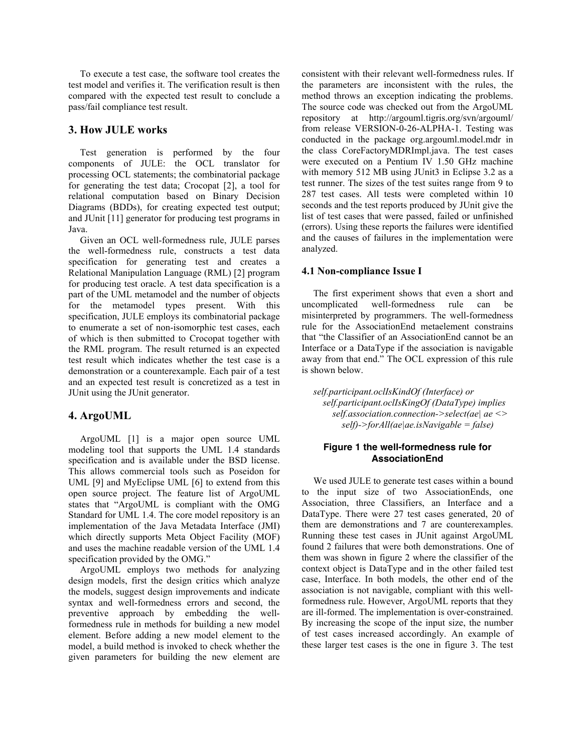To execute a test case, the software tool creates the test model and verifies it. The verification result is then compared with the expected test result to conclude a pass/fail compliance test result.

## 3. How JULE works

Test generation is performed by the four components of JULE: the OCL translator for processing OCL statements; the combinatorial package for generating the test data; Crocopat [2], a tool for relational computation based on Binary Decision Diagrams (BDDs), for creating expected test output; and JUnit [11] generator for producing test programs in Java.

Given an OCL well-formedness rule, JULE parses the well-formedness rule, constructs a test data specification for generating test and creates a Relational Manipulation Language (RML) [2] program for producing test oracle. A test data specification is a part of the UML metamodel and the number of objects for the metamodel types present. With this specification, JULE employs its combinatorial package to enumerate a set of non-isomorphic test cases, each of which is then submitted to Crocopat together with the RML program. The result returned is an expected test result which indicates whether the test case is a demonstration or a counterexample. Each pair of a test and an expected test result is concretized as a test in JUnit using the JUnit generator.

## 4. ArgoUML

ArgoUML [1] is a major open source UML modeling tool that supports the UML 1.4 standards specification and is available under the BSD license. This allows commercial tools such as Poseidon for UML [9] and MyEclipse UML [6] to extend from this open source project. The feature list of ArgoUML states that "ArgoUML is compliant with the OMG Standard for UML 1.4. The core model repository is an implementation of the Java Metadata Interface (JMI) which directly supports Meta Object Facility (MOF) and uses the machine readable version of the UML 1.4 specification provided by the OMG."

ArgoUML employs two methods for analyzing design models, first the design critics which analyze the models, suggest design improvements and indicate syntax and well-formedness errors and second, the preventive approach by embedding the well-formedness rule in methods for building a new model element. Before adding a new model element to the model, a build method is invoked to check whether the given parameters for building the new element are consistent with their relevant well-formedness rules. If the parameters are inconsistent with the rules, the method throws an exception indicating the problems. The source code was checked out from the ArgoUML repository at http://argouml.tigris.org/svn/argouml/ from release VERSION-0-26-ALPHA-1. Testing was conducted in the package org.argouml.model.mdr in the class CoreFactoryMDRImpl.java. The test cases were executed on a Pentium IV 1.50 GHz machine with memory 512 MB using JUnit3 in Eclipse 3.2 as a test runner. The sizes of the test suites range from 9 to 287 test cases. All tests were completed within 10 seconds and the test reports produced by JUnit give the list of test cases that were passed, failed or unfinished (errors). Using these reports the failures were identified and the causes of failures in the implementation were analyzed.

### 4.1 Non-compliance Issue I

The first experiment shows that even a short and uncomplicated well-formedness rule can be misinterpreted by programmers. The well-formedness rule for the AssociationEnd metaelement constrains that "the Classifier of an AssociationEnd cannot be an Interface or a DataType if the association is navigable away from that end." The OCL expression of this rule is shown below.

```
self.participant.oclIsKindOf (Interface) or
   self.participant.oclIsKingOf (DataType) implies
      self.association.connection->select(ae| ae <>
         self)->forAll(ae|ae.isNavigable = false)
```

**Figure 1 the well-formedness rule for AssociationEnd**

We used JULE to generate test cases within a bound to the input size of two AssociationEnds, one Association, three Classifiers, an Interface and a DataType. There were 27 test cases generated, 20 of them are demonstrations and 7 are counterexamples. Running these test cases in JUnit against ArgoUML found 2 failures that were both demonstrations. One of them was shown in figure 2 where the classifier of the context object is DataType and in the other failed test case, Interface. In both models, the other end of the association is not navigable, compliant with this well-formedness rule. However, ArgoUML reports that they are ill-formed. The implementation is over-constrained. By increasing the scope of the input size, the number of test cases increased accordingly. An example of these larger test cases is the one in figure 3. The test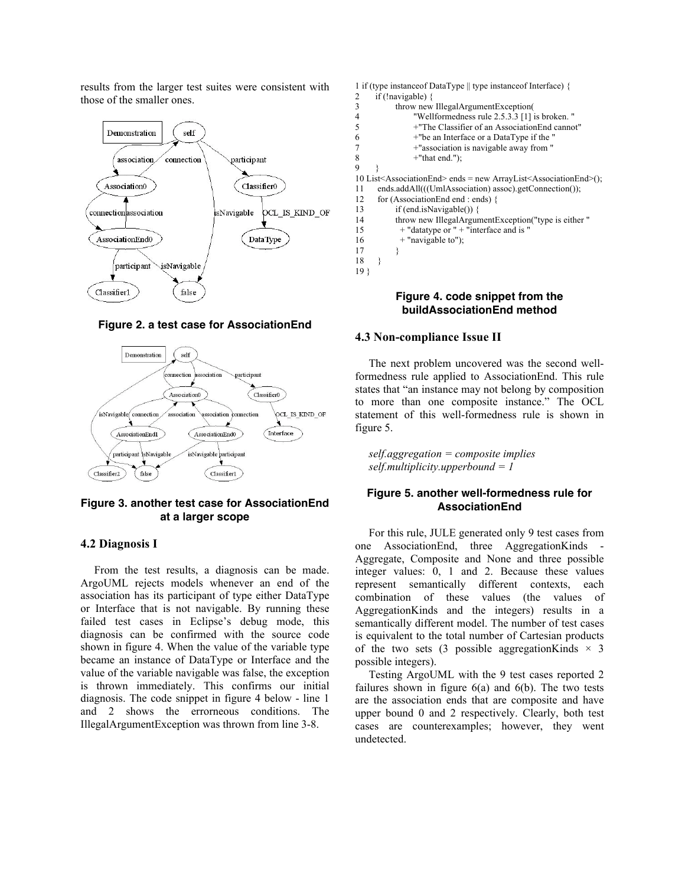results from the larger test suites were consistent with those of the smaller ones.

Figure 2. a test case for AssociationEnd

Figure 3. another test case for AssociationEnd at a larger scope

### 4.2 Diagnosis I

From the test results, a diagnosis can be made. ArgoUML rejects models whenever an end of the association has its participant of type either DataType or Interface that is not navigable. By running these failed test cases in Eclipse's debug mode, this diagnosis can be confirmed with the source code shown in figure 4. When the value of the variable type became an instance of DataType or Interface and the value of the variable navigable was false, the exception is thrown immediately. This confirms our initial diagnosis. The code snippet in figure 4 below - line 1 and 2 shows the errorneous conditions. The IllegalArgumentException was thrown from line 3-8.

```
1 if (type instanceof DataType || type instanceof Interface) {
2     if (!navigable) {
3         throw new IllegalArgumentException(
4             "Wellformedness rule 2.5.3.3 [1] is broken. "
5             +"The Classifier of an AssociationEnd cannot"
6             +"be an Interface or a DataType if the "
7             +"association is navigable away from "
8             +"that end.");
9     }
10 List<AssociationEnd> ends = new ArrayList<AssociationEnd>();
11     ends.addAll(((UmlAssociation) assoc).getConnection());
12     for (AssociationEnd end : ends) {
13         if (end.isNavigable()) {
14         throw new IllegalArgumentException("type is either "
15           + "datatype or " + "interface and is "
16           + "navigable to");
17         }
18     }
19 }
```

**Figure 4. code snippet from the buildAssociationEnd method**

### 4.3 Non-compliance Issue II

The next problem uncovered was the second well-formedness rule applied to AssociationEnd. This rule states that "an instance may not belong by composition to more than one composite instance." The OCL statement of this well-formedness rule is shown in figure 5.

*self.aggregation = composite implies self.multiplicity.upperbound = 1*

**Figure 5. another well-formedness rule for AssociationEnd**

For this rule, JULE generated only 9 test cases from one AssociationEnd, three AggregationKinds - Aggregate, Composite and None and three possible integer values: 0, 1 and 2. Because these values represent semantically different contexts, each combination of these values (the values of AggregationKinds and the integers) results in a semantically different model. The number of test cases is equivalent to the total number of Cartesian products of the two sets (3 possible aggregationKinds × 3 possible integers).

Testing ArgoUML with the 9 test cases reported 2 failures shown in figure 6(a) and 6(b). The two tests are the association ends that are composite and have upper bound 0 and 2 respectively. Clearly, both test cases are counterexamples; however, they went undetected.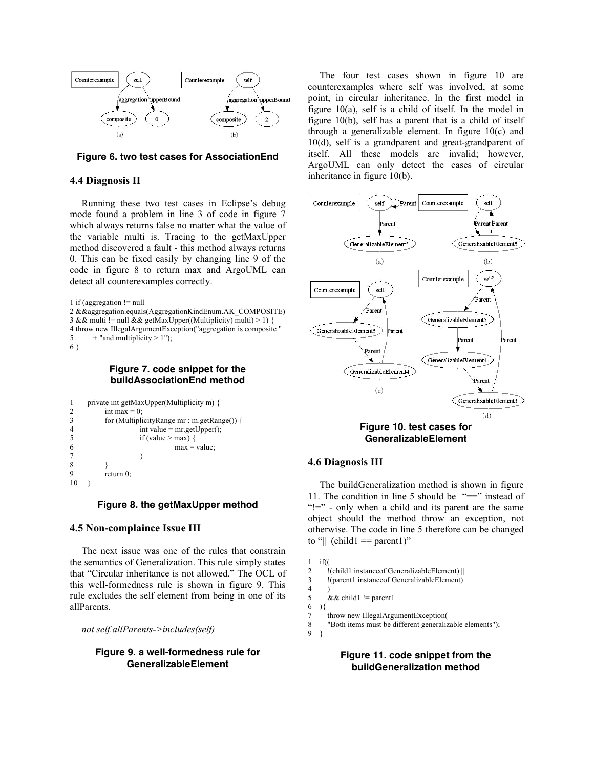Figure 6. two test cases for AssociationEnd

### 4.4 Diagnosis II

Running these two test cases in Eclipse's debug mode found a problem in line 3 of code in figure 7 which always returns false no matter what the value of the variable multi is. Tracing to the getMaxUpper method discovered a fault - this method always returns 0. This can be fixed easily by changing line 9 of the code in figure 8 to return max and ArgoUML can detect all counterexamples correctly.

```
1 if (aggregation != null
2 &&aggregation.equals(AggregationKindEnum.AK_COMPOSITE)
3 && multi != null && getMaxUpper((Multiplicity) multi) > 1) {
4 throw new IllegalArgumentException("aggregation is composite "
5         + "and multiplicity > 1");
6 }
```

**Figure 7. code snippet for the buildAssociationEnd method**

```
1     private int getMaxUpper(Multiplicity m) {
2             int max = 0;
3             for (MultiplicityRange mr : m.getRange()) {
4                         int value = mr.getUpper();
5                         if (value > max) {
6                                     max = value;
7                         }
8             }
9             return 0;
10    }
```

**Figure 8. the getMaxUpper method**

### 4.5 Non-complaince Issue III

The next issue was one of the rules that constrain the semantics of Generalization. This rule simply states that "Circular inheritance is not allowed." The OCL of this well-formedness rule is shown in figure 9. This rule excludes the self element from being in one of its allParents.

*not self.allParents->includes(self)*

**Figure 9. a well-formedness rule for GeneralizableElement**

The four test cases shown in figure 10 are counterexamples where self was involved, at some point, in circular inheritance. In the first model in figure 10(a), self is a child of itself. In the model in figure 10(b), self has a parent that is a child of itself through a generalizable element. In figure 10(c) and 10(d), self is a grandparent and great-grandparent of itself. All these models are invalid; however, ArgoUML can only detect the cases of circular inheritance in figure 10(b).

**Figure 10. test cases for GeneralizableElement**

### 4.6 Diagnosis III

The buildGeneralization method is shown in figure 11. The condition in line 5 should be "==" instead of "!=" - only when a child and its parent are the same object should the method throw an exception, not otherwise. The code in line 5 therefore can be changed to "|| (child1 == parent1)"

```
1   if((
2      !(child1 instanceof GeneralizableElement) ||
3      !(parent1 instanceof GeneralizableElement)
4      )
5      && child1 != parent1
6   ){
7      throw new IllegalArgumentException(
8      "Both items must be different generalizable elements");
9   }
```

**Figure 11. code snippet from the buildGeneralization method**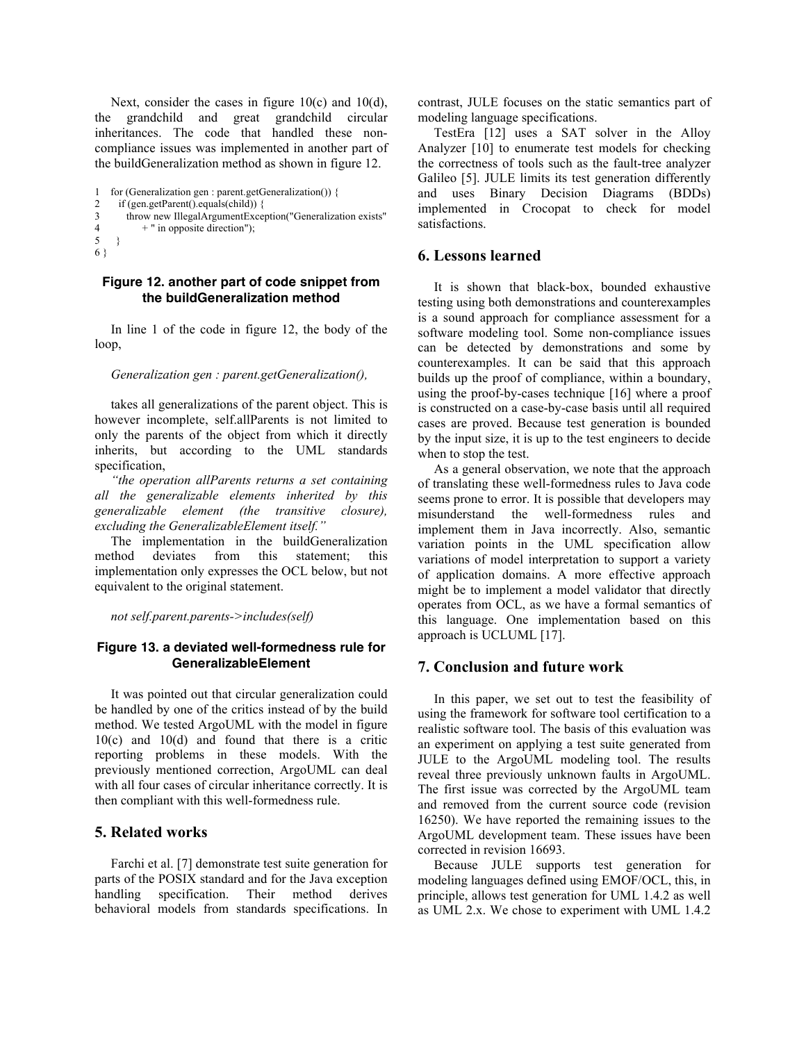Next, consider the cases in figure 10(c) and 10(d), the grandchild and great grandchild circular inheritances. The code that handled these non-compliance issues was implemented in another part of the buildGeneralization method as shown in figure 12.

```
1   for (Generalization gen : parent.getGeneralization()) {
2      if (gen.getParent().equals(child)) {
3          throw new IllegalArgumentException("Generalization exists"
4              + " in opposite direction");
5      }
6 }
```

**Figure 12. another part of code snippet from the buildGeneralization method**

In line 1 of the code in figure 12, the body of the loop,

*Generalization gen : parent.getGeneralization(),*

takes all generalizations of the parent object. This is however incomplete, self.allParents is not limited to only the parents of the object from which it directly inherits, but according to the UML standards specification,

*"the operation allParents returns a set containing all the generalizable elements inherited by this generalizable element (the transitive closure), excluding the GeneralizableElement itself."*

The implementation in the buildGeneralization method deviates from this statement; this implementation only expresses the OCL below, but not equivalent to the original statement.

*not self.parent.parents->includes(self)*

**Figure 13. a deviated well-formedness rule for GeneralizableElement**

It was pointed out that circular generalization could be handled by one of the critics instead of by the build method. We tested ArgoUML with the model in figure 10(c) and 10(d) and found that there is a critic reporting problems in these models. With the previously mentioned correction, ArgoUML can deal with all four cases of circular inheritance correctly. It is then compliant with this well-formedness rule.

## 5. Related works

Farchi et al. [7] demonstrate test suite generation for parts of the POSIX standard and for the Java exception handling specification. Their method derives behavioral models from standards specifications. In contrast, JULE focuses on the static semantics part of modeling language specifications.

TestEra [12] uses a SAT solver in the Alloy Analyzer [10] to enumerate test models for checking the correctness of tools such as the fault-tree analyzer Galileo [5]. JULE limits its test generation differently and uses Binary Decision Diagrams (BDDs) implemented in Crocopat to check for model satisfactions.

## 6. Lessons learned

It is shown that black-box, bounded exhaustive testing using both demonstrations and counterexamples is a sound approach for compliance assessment for a software modeling tool. Some non-compliance issues can be detected by demonstrations and some by counterexamples. It can be said that this approach builds up the proof of compliance, within a boundary, using the proof-by-cases technique [16] where a proof is constructed on a case-by-case basis until all required cases are proved. Because test generation is bounded by the input size, it is up to the test engineers to decide when to stop the test.

As a general observation, we note that the approach of translating these well-formedness rules to Java code seems prone to error. It is possible that developers may misunderstand the well-formedness rules and implement them in Java incorrectly. Also, semantic variation points in the UML specification allow variations of model interpretation to support a variety of application domains. A more effective approach might be to implement a model validator that directly operates from OCL, as we have a formal semantics of this language. One implementation based on this approach is UCLUML [17].

## 7. Conclusion and future work

In this paper, we set out to test the feasibility of using the framework for software tool certification to a realistic software tool. The basis of this evaluation was an experiment on applying a test suite generated from JULE to the ArgoUML modeling tool. The results reveal three previously unknown faults in ArgoUML. The first issue was corrected by the ArgoUML team and removed from the current source code (revision 16250). We have reported the remaining issues to the ArgoUML development team. These issues have been corrected in revision 16693.

Because JULE supports test generation for modeling languages defined using EMOF/OCL, this, in principle, allows test generation for UML 1.4.2 as well as UML 2.x. We chose to experiment with UML 1.4.2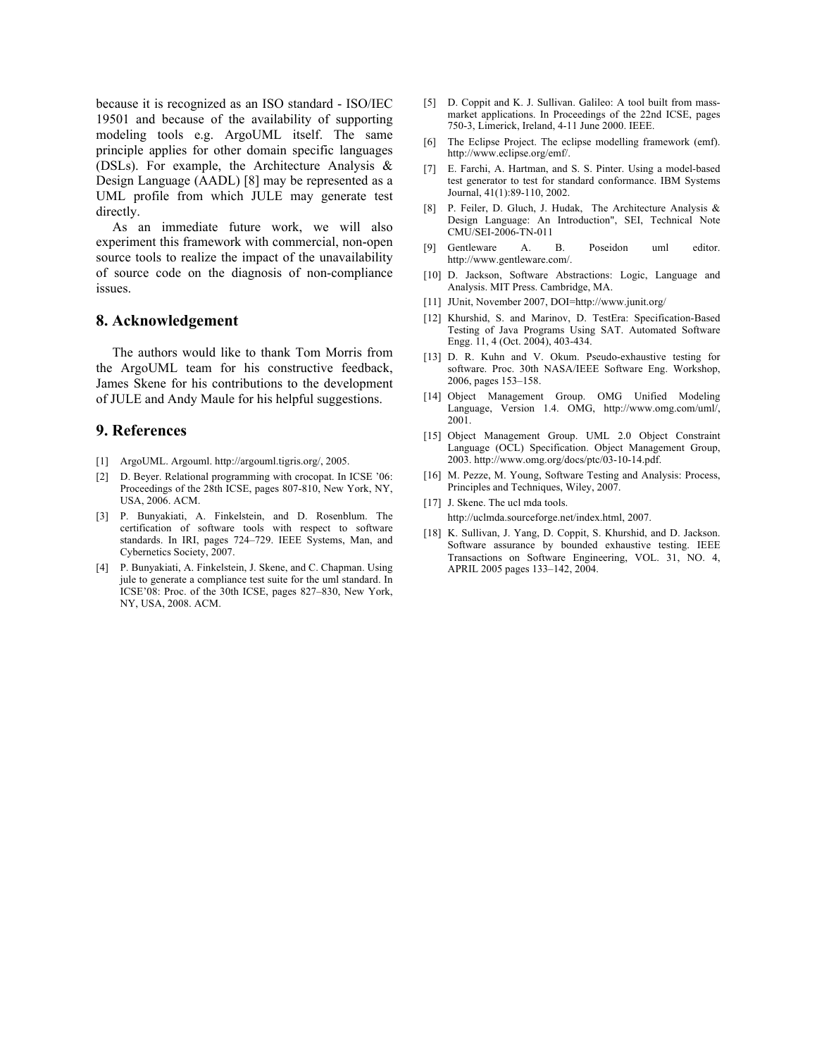because it is recognized as an ISO standard - ISO/IEC 19501 and because of the availability of supporting modeling tools e.g. ArgoUML itself. The same principle applies for other domain specific languages (DSLs). For example, the Architecture Analysis & Design Language (AADL) [8] may be represented as a UML profile from which JULE may generate test directly.

As an immediate future work, we will also experiment this framework with commercial, non-open source tools to realize the impact of the unavailability of source code on the diagnosis of non-compliance issues.

## 8. Acknowledgement

The authors would like to thank Tom Morris from the ArgoUML team for his constructive feedback, James Skene for his contributions to the development of JULE and Andy Maule for his helpful suggestions.

## 9. References

[1] ArgoUML. Argouml. http://argouml.tigris.org/, 2005.

[2] D. Beyer. Relational programming with crocopat. In ICSE '06: Proceedings of the 28th ICSE, pages 807-810, New York, NY, USA, 2006. ACM.

[3] P. Bunyakiati, A. Finkelstein, and D. Rosenblum. The certification of software tools with respect to software standards. In IRI, pages 724–729. IEEE Systems, Man, and Cybernetics Society, 2007.

[4] P. Bunyakiati, A. Finkelstein, J. Skene, and C. Chapman. Using jule to generate a compliance test suite for the uml standard. In ICSE'08: Proc. of the 30th ICSE, pages 827–830, New York, NY, USA, 2008. ACM.

[5] D. Coppit and K. J. Sullivan. Galileo: A tool built from mass-market applications. In Proceedings of the 22nd ICSE, pages 750-3, Limerick, Ireland, 4-11 June 2000. IEEE.

[6] The Eclipse Project. The eclipse modelling framework (emf). http://www.eclipse.org/emf/.

[7] E. Farchi, A. Hartman, and S. S. Pinter. Using a model-based test generator to test for standard conformance. IBM Systems Journal, 41(1):89-110, 2002.

[8] P. Feiler, D. Gluch, J. Hudak, The Architecture Analysis & Design Language: An Introduction", SEI, Technical Note CMU/SEI-2006-TN-011

[9] Gentleware A. B. Poseidon uml editor. http://www.gentleware.com/.

[10] D. Jackson, Software Abstractions: Logic, Language and Analysis. MIT Press. Cambridge, MA.

[11] JUnit, November 2007, DOI=http://www.junit.org/

[12] Khurshid, S. and Marinov, D. TestEra: Specification-Based Testing of Java Programs Using SAT. Automated Software Engg. 11, 4 (Oct. 2004), 403-434.

[13] D. R. Kuhn and V. Okum. Pseudo-exhaustive testing for software. Proc. 30th NASA/IEEE Software Eng. Workshop, 2006, pages 153–158.

[14] Object Management Group. OMG Unified Modeling Language, Version 1.4. OMG, http://www.omg.com/uml/, 2001.

[15] Object Management Group. UML 2.0 Object Constraint Language (OCL) Specification. Object Management Group, 2003. http://www.omg.org/docs/ptc/03-10-14.pdf.

[16] M. Pezze, M. Young, Software Testing and Analysis: Process, Principles and Techniques, Wiley, 2007.

[17] J. Skene. The ucl mda tools. http://uclmda.sourceforge.net/index.html, 2007.

[18] K. Sullivan, J. Yang, D. Coppit, S. Khurshid, and D. Jackson. Software assurance by bounded exhaustive testing. IEEE Transactions on Software Engineering, VOL. 31, NO. 4, APRIL 2005 pages 133–142, 2004.